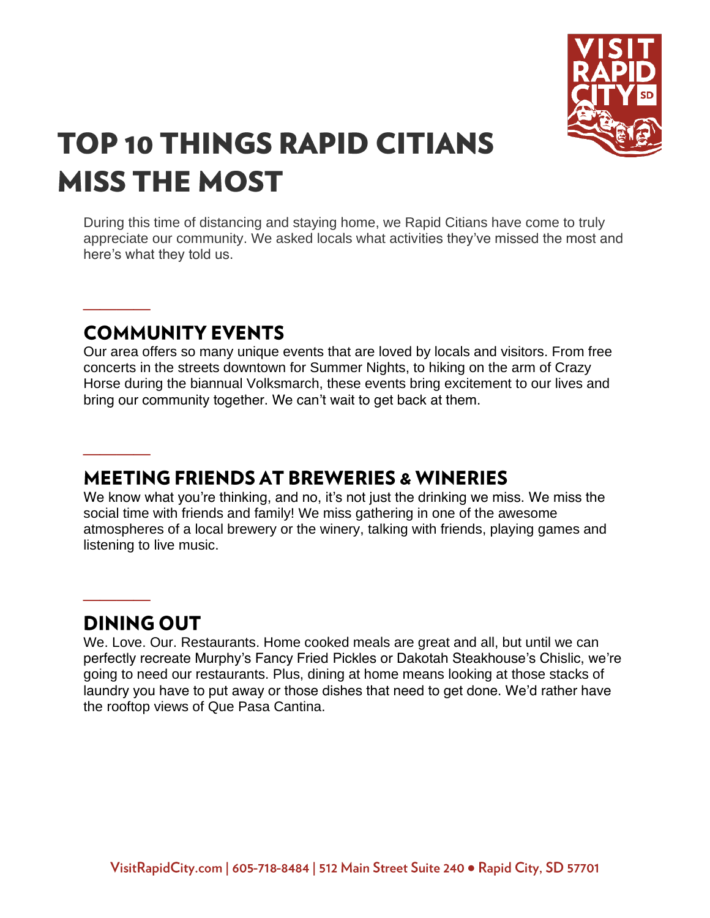# TOP 10 THINGS RAPID CITIANS MISS THE MOST

During this time of distancing and staying home, we Rapid Citians have come to truly appreciate our community. We asked locals what activities they've missed the most and here's what they told us.

## COMMUNITY EVENTS

Our area offers so many unique events that are loved by locals and visitors. From free concerts in the streets downtown for Summer Nights, to hiking on the arm of Crazy Horse during the biannual Volksmarch, these events bring excitement to our lives and bring our community together. We can't wait to get back at them.

## MEETING FRIENDS AT BREWERIES & WINERIES

We know what you're thinking, and no, it's not just the drinking we miss. We miss the social time with friends and family! We miss gathering in one of the awesome atmospheres of a local brewery or the winery, talking with friends, playing games and listening to live music.

## DINING OUT

We. Love. Our. Restaurants. Home cooked meals are great and all, but until we can perfectly recreate Murphy's Fancy Fried Pickles or Dakotah Steakhouse's Chislic, we're going to need our restaurants. Plus, dining at home means looking at those stacks of laundry you have to put away or those dishes that need to get done. We'd rather have the rooftop views of Que Pasa Cantina.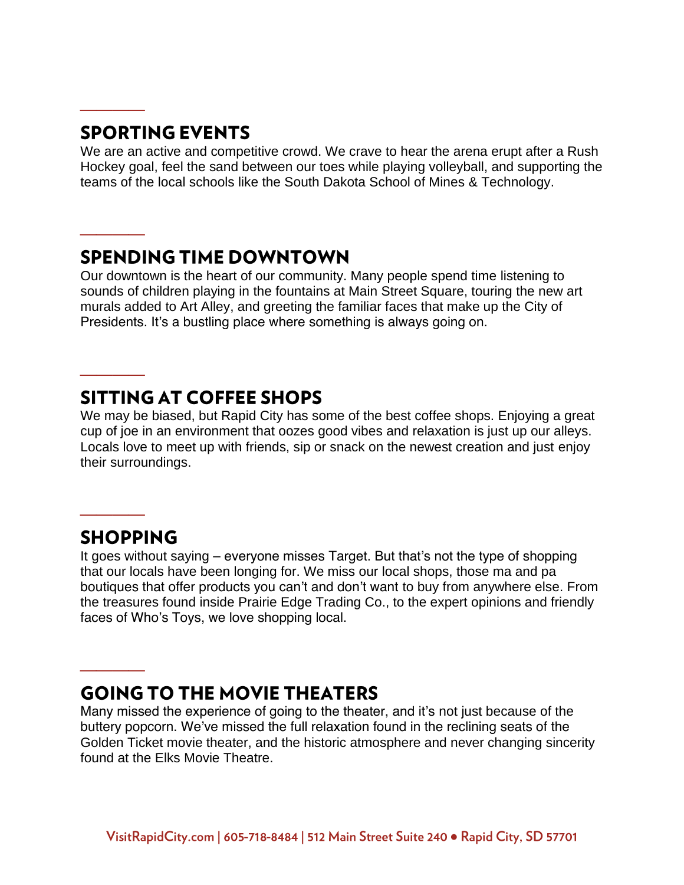## SPORTING EVENTS

We are an active and competitive crowd. We crave to hear the arena erupt after a Rush Hockey goal, feel the sand between our toes while playing volleyball, and supporting the teams of the local schools like the South Dakota School of Mines & Technology.

## SPENDING TIME DOWNTOWN

Our downtown is the heart of our community. Many people spend time listening to sounds of children playing in the fountains at Main Street Square, touring the new art murals added to Art Alley, and greeting the familiar faces that make up the City of Presidents. It's a bustling place where something is always going on.

## SITTING AT COFFEE SHOPS

We may be biased, but Rapid City has some of the best coffee shops. Enjoying a great cup of joe in an environment that oozes good vibes and relaxation is just up our alleys. Locals love to meet up with friends, sip or snack on the newest creation and just enjoy their surroundings.

## SHOPPING

It goes without saying – everyone misses Target. But that's not the type of shopping that our locals have been longing for. We miss our local shops, those ma and pa boutiques that offer products you can't and don't want to buy from anywhere else. From the treasures found inside Prairie Edge Trading Co., to the expert opinions and friendly faces of Who's Toys, we love shopping local.

## GOING TO THE MOVIE THEATERS

Many missed the experience of going to the theater, and it's not just because of the buttery popcorn. We've missed the full relaxation found in the reclining seats of the Golden Ticket movie theater, and the historic atmosphere and never changing sincerity found at the Elks Movie Theatre.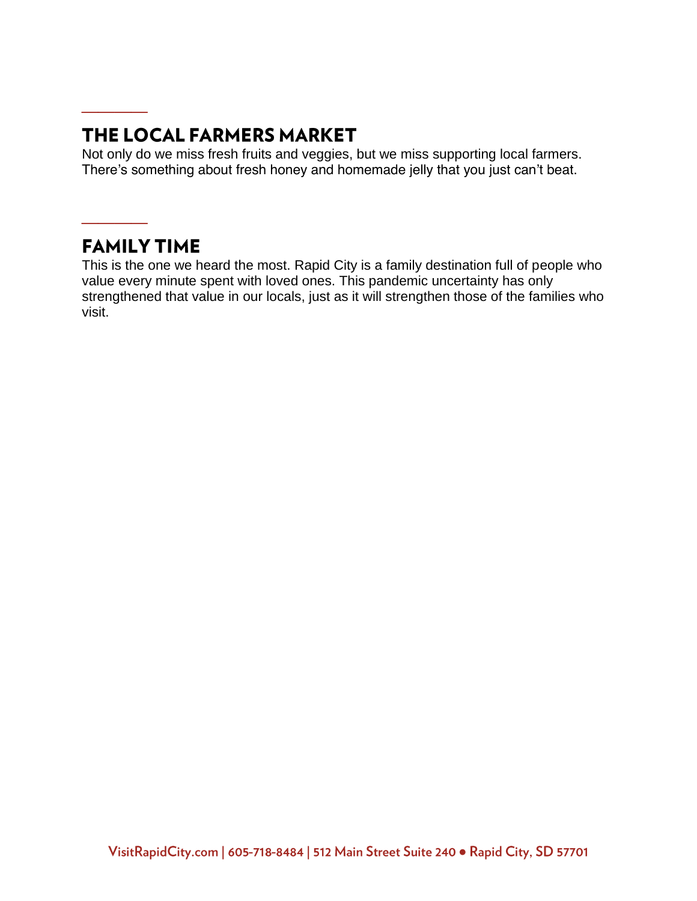## THE LOCAL FARMERS MARKET

Not only do we miss fresh fruits and veggies, but we miss supporting local farmers. There's something about fresh honey and homemade jelly that you just can't beat.

## FAMILY TIME

This is the one we heard the most. Rapid City is a family destination full of people who value every minute spent with loved ones. This pandemic uncertainty has only strengthened that value in our locals, just as it will strengthen those of the families who visit.